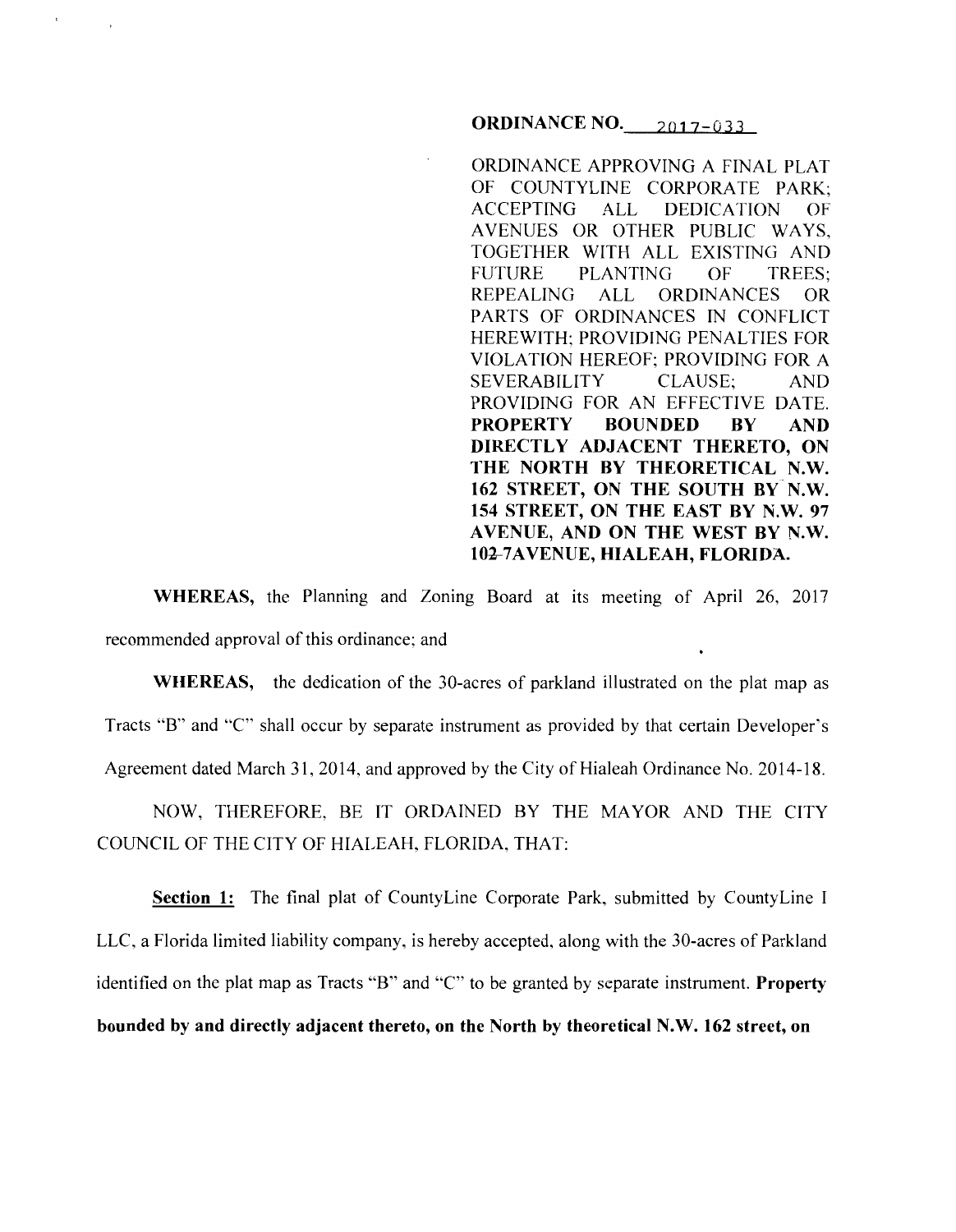**ORDINANCE NO.** 2017-033

ORDINANCE APPROVING A FINAL PLAT OF COUNTYLINE CORPORATE PARK; ACCEPTING ALL DEDICATION OF AVENUES OR OTHER PUBLIC WAYS, TOGETHER WITH ALL EXISTING AND FUTURE PLANTING OF TREES; REPEALING ALL ORDINANCES OR PARTS OF ORDINANCES IN CONFLICT HEREWITH; PROVIDING PENALTIES FOR VIOLATION HEREOF; PROVIDING FOR A SEVERABILITY CLAUSE; AND PROVIDING FOR AN EFFECTIVE DATE. **PROPERTY BOUNDED BY AND DIRECTLY ADJACENT THERETO, ON THE NORTH BY THEORETICAL N.W. 162 STREET, ON THE SOUTH BY N.W. 154 STREET, ON THE EAST BY N.W. 97 AVENUE, AND ON THE WEST BY N.W. 102-7AVENUE, HIALEAH, FLORIDA.**

**WHEREAS,** the Planning and Zoning Board at its meeting of April 26, 2017 recommended approval of this ordinance; and

**WHEREAS,** the dedication of the 30-acres of parkland illustrated on the plat map as Tracts "B" and "C" shall occur by separate instrument as provided by that certain Developer's Agreement dated March 31, 2014, and approved by the City of Hialeah Ordinance No. 2014-18.

NOW, THEREFORE, BE IT ORDAINED BY THE MAYOR AND THE CITY COUNCIL OF THE CITY OF HIALEAH, FLORIDA, THAT:

**Section 1:** The final plat of CountyLine Corporate Park, submitted by CountyLine I LLC, a Florida limited liability company, is hereby accepted, along with the 30-acres of Parkland identified on the plat map as Tracts "B" and "C" to be granted by separate instrument. **Property bounded by and directly adjacent thereto, on the North by theoretical N.W. 162 street, on**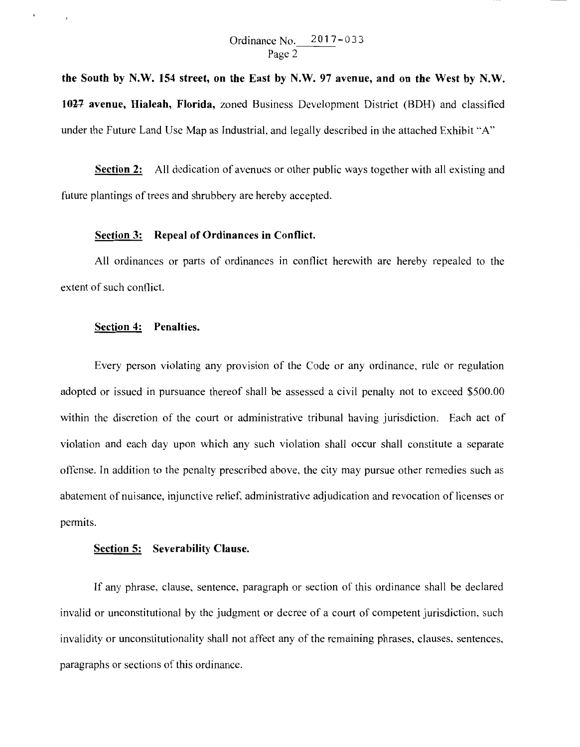**the South by N.W. 154 street, on the East by N.W. 97 avenue, and on the West by N.W. 1027 avenue, Hialeah, Florida,** zoned Business Development District (BDH) and classified under the Future Land Use Map as Industrial, and legally described in the attached Exhibit "A"

**Section 2:** All dedication of avenues or other public ways together with all existing and future plantings of trees and shrubbery are hereby accepted.

**Section 3: Repeal of Ordinances in Conflict.**

All ordinances or parts of ordinances in conflict herewith are hereby repealed to the extent of such conflict.

**Section 4: Penalties.**

Every person violating any provision of the Code or any ordinance, rule or regulation adopted or issued in pursuance thereof shall be assessed a civil penalty not to exceed $500.00 within the discretion of the court or administrative tribunal having jurisdiction. Each act of violation and each day upon which any such violation shall occur shall constitute a separate offense. In addition to the penalty prescribed above, the city may pursue other remedies such as abatement of nuisance, injunctive relief, administrative adjudication and revocation of licenses or permits.

**Section 5: Severability Clause.**

If any phrase, clause, sentence, paragraph or section of this ordinance shall be declared invalid or unconstitutional by the judgment or decree of a court of competent jurisdiction, such invalidity or unconstitutionality shall not affect any of the remaining phrases, clauses, sentences, paragraphs or sections of this ordinance.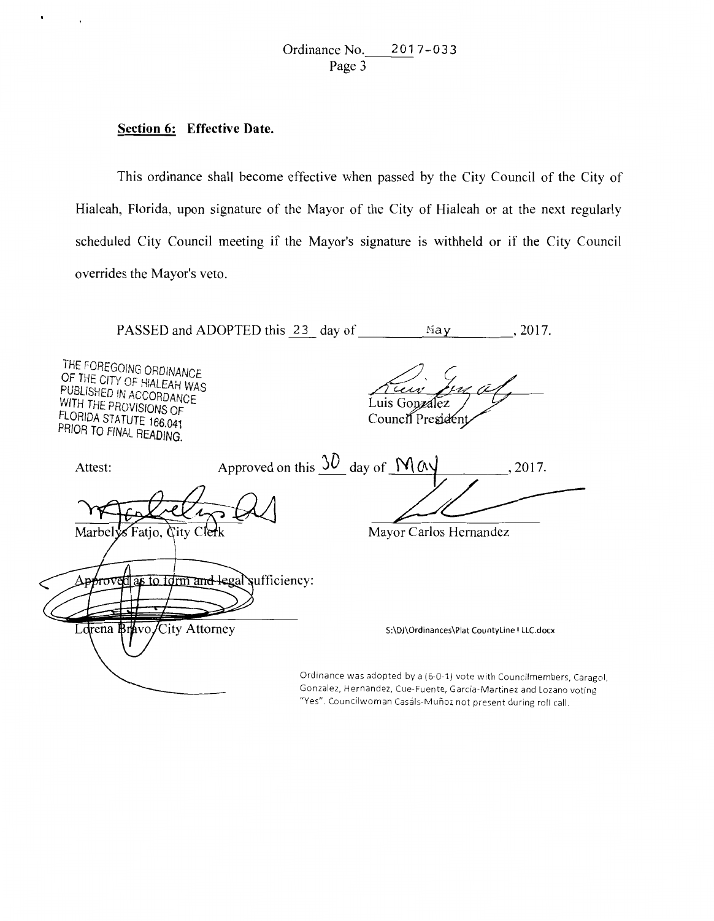Ordinance No. 2017-033

**Section 6: Effective Date.**

This ordinance shall become effective when passed by the City Council of the City of Hialeah, Florida, upon signature of the Mayor of the City of Hialeah or at the next regularly scheduled City Council meeting if the Mayor's signature is withheld or if the City Council overrides the Mayor's veto.

PASSED and ADOPTED this 23 day of May, 2017.

THE FOREGOING ORDINANCE OF THE CITY OF HIALEAH WAS PUBLISHED IN ACCORDANCE WITH THE PROVISIONS OF FLORIDA STATUTE 166.041 PRIOR TO FINAL READING.

Luis Gonzalez
Council President

Attest:

Approved on this 30 day of May, 2017.

Marbelys Fatjo, City Clerk

Mayor Carlos Hernandez

Approved as to form and legal sufficiency:

Lorena Bravo, City Attorney

S:\DJ\Ordinances\Plat CountyLine I LLC.docx

Ordinance was adopted by a (6-0-1) vote with Councilmembers, Caragol, Gonzalez, Hernandez, Cue-Fuente, Garcia-Martinez and Lozano voting "Yes". Councilwoman Casals-Muñoz not present during roll call.